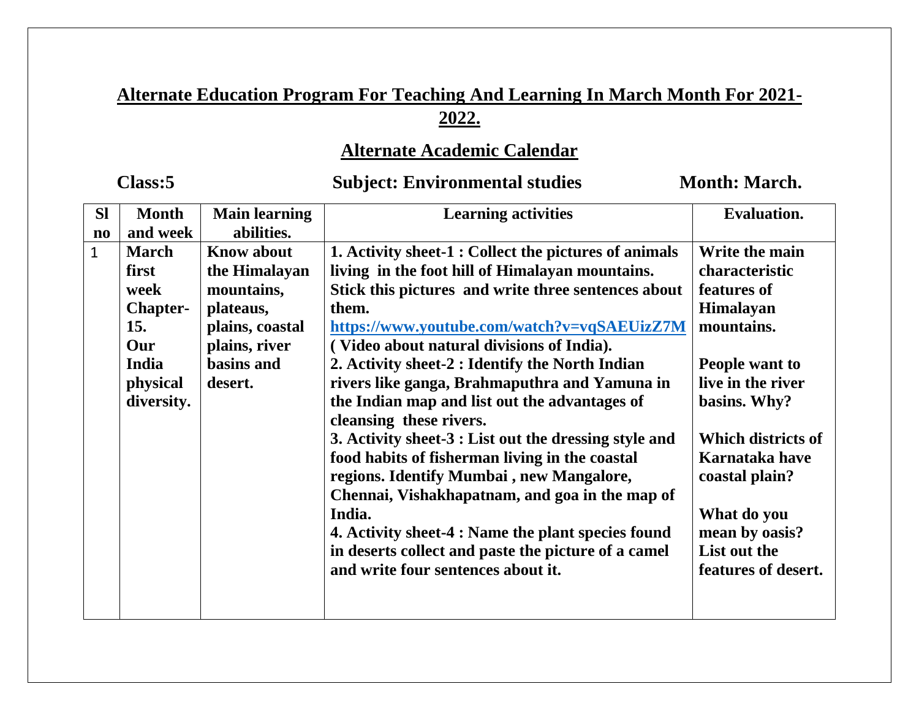# Alternate Education Program For Teaching And Learning In March Month For 2021-2022.

## Alternate Academic Calendar

**Class:5** **Subject: Environmental studies** **Month: March.**

| Sl no | Month and week | Main learning abilities. | Learning activities | Evaluation. |
|---|---|---|---|---|
| 1 | **March first week Chapter-15. Our India physical diversity.** | **Know about the Himalayan mountains, plateaus, plains, coastal plains, river basins and desert.** | **1. Activity sheet-1 : Collect the pictures of animals living in the foot hill of Himalayan mountains. Stick this pictures and write three sentences about them.** **https://www.youtube.com/watch?v=vqSAEUizZ7M ( Video about natural divisions of India).** **2. Activity sheet-2 : Identify the North Indian rivers like ganga, Brahmaputhra and Yamuna in the Indian map and list out the advantages of cleansing these rivers.** **3. Activity sheet-3 : List out the dressing style and food habits of fisherman living in the coastal regions. Identify Mumbai , new Mangalore, Chennai, Vishakhapatnam, and goa in the map of India.** **4. Activity sheet-4 : Name the plant species found in deserts collect and paste the picture of a camel and write four sentences about it.** | **Write the main characteristic features of Himalayan mountains.** **People want to live in the river basins. Why?** **Which districts of Karnataka have coastal plain?** **What do you mean by oasis? List out the features of desert.** |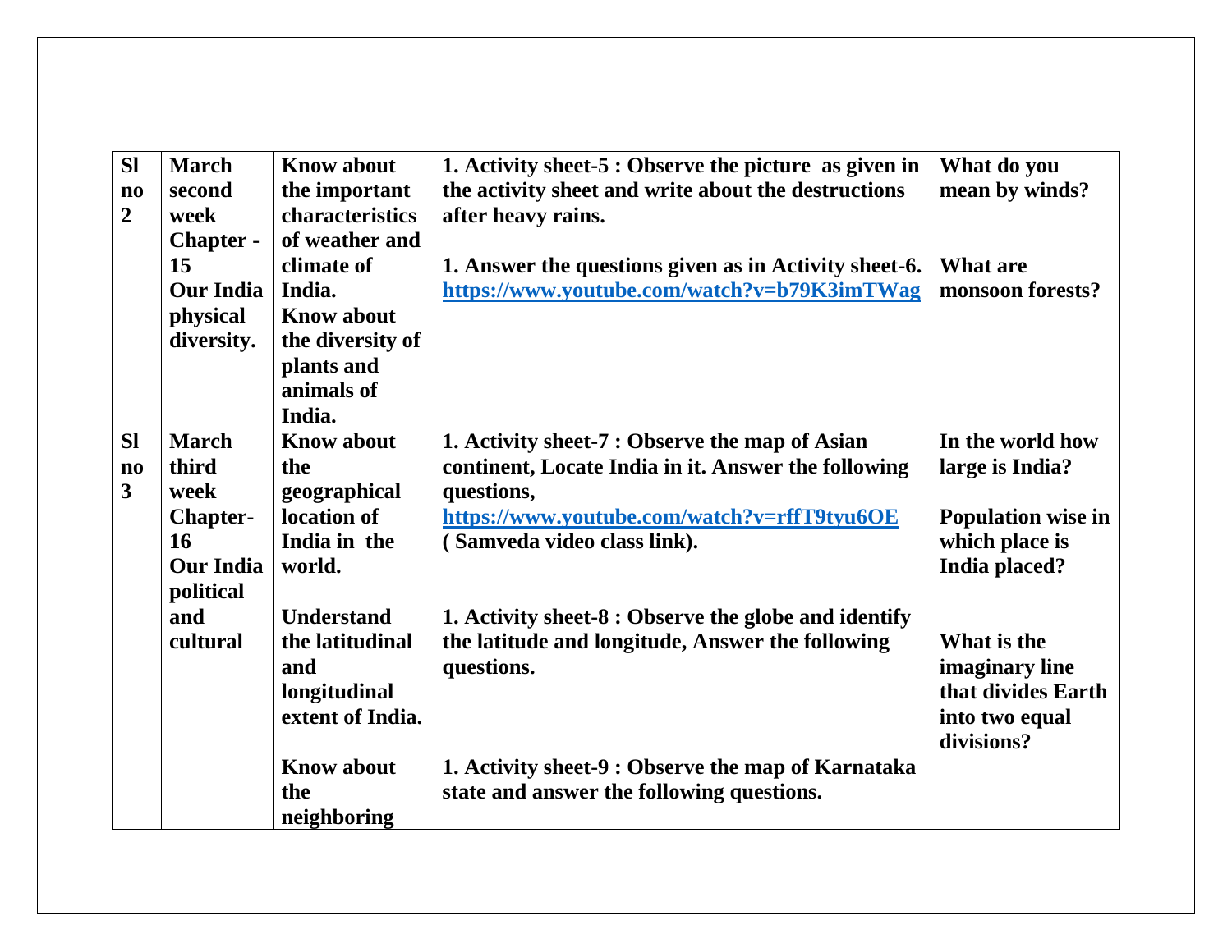| **Sl no 2** | **March second week Chapter - 15 Our India physical diversity.** | **Know about the important characteristics of weather and climate of India. Know about the diversity of plants and animals of India.** | **1. Activity sheet-5 : Observe the picture as given in the activity sheet and write about the destructions after heavy rains.**<br><br>**1. Answer the questions given as in Activity sheet-6.** [**https://www.youtube.com/watch?v=b79K3imTWag**](https://www.youtube.com/watch?v=b79K3imTWag) | **What do you mean by winds?**<br><br>**What are monsoon forests?** |
|---|---|---|---|---|
| **Sl no 3** | **March third week Chapter-16 Our India political and cultural** | **Know about the geographical location of India in the world.**<br><br>**Understand the latitudinal and longitudinal extent of India.**<br><br>**Know about the neighboring** | **1. Activity sheet-7 : Observe the map of Asian continent, Locate India in it. Answer the following questions,** [**https://www.youtube.com/watch?v=rffT9tyu6OE**](https://www.youtube.com/watch?v=rffT9tyu6OE) **( Samveda video class link).**<br><br>**1. Activity sheet-8 : Observe the globe and identify the latitude and longitude, Answer the following questions.**<br><br>**1. Activity sheet-9 : Observe the map of Karnataka state and answer the following questions.** | **In the world how large is India?**<br><br>**Population wise in which place is India placed?**<br><br>**What is the imaginary line that divides Earth into two equal divisions?** |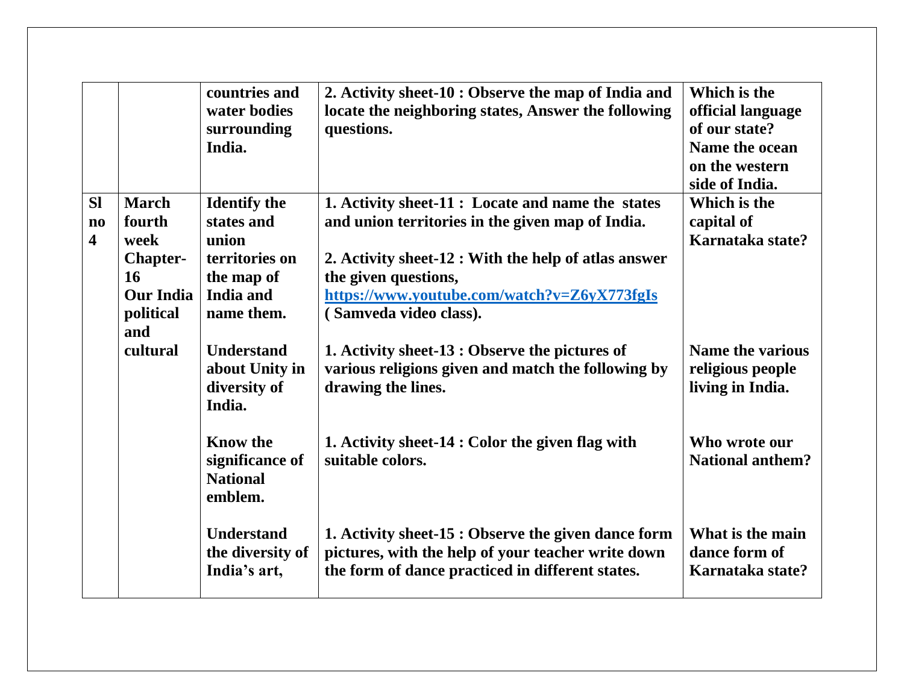|  |  |  |  |  |
|---|---|---|---|---|
|  |  | **countries and water bodies surrounding India.** | **2. Activity sheet-10 : Observe the map of India and locate the neighboring states, Answer the following questions.** | **Which is the official language of our state? Name the ocean on the western side of India.** |
| **Sl no 4** | **March fourth week Chapter-16 Our India political and cultural** | **Identify the states and union territories on the map of India and name them.** | **1. Activity sheet-11 : Locate and name the states and union territories in the given map of India.**<br><br>**2. Activity sheet-12 : With the help of atlas answer the given questions,**<br>**[https://www.youtube.com/watch?v=Z6yX773fgIs](https://www.youtube.com/watch?v=Z6yX773fgIs)**<br>**( Samveda video class).** | **Which is the capital of Karnataka state?** |
|  |  | **Understand about Unity in diversity of India.** | **1. Activity sheet-13 : Observe the pictures of various religions given and match the following by drawing the lines.** | **Name the various religious people living in India.** |
|  |  | **Know the significance of National emblem.** | **1. Activity sheet-14 : Color the given flag with suitable colors.** | **Who wrote our National anthem?** |
|  |  | **Understand the diversity of India's art,** | **1. Activity sheet-15 : Observe the given dance form pictures, with the help of your teacher write down the form of dance practiced in different states.** | **What is the main dance form of Karnataka state?** |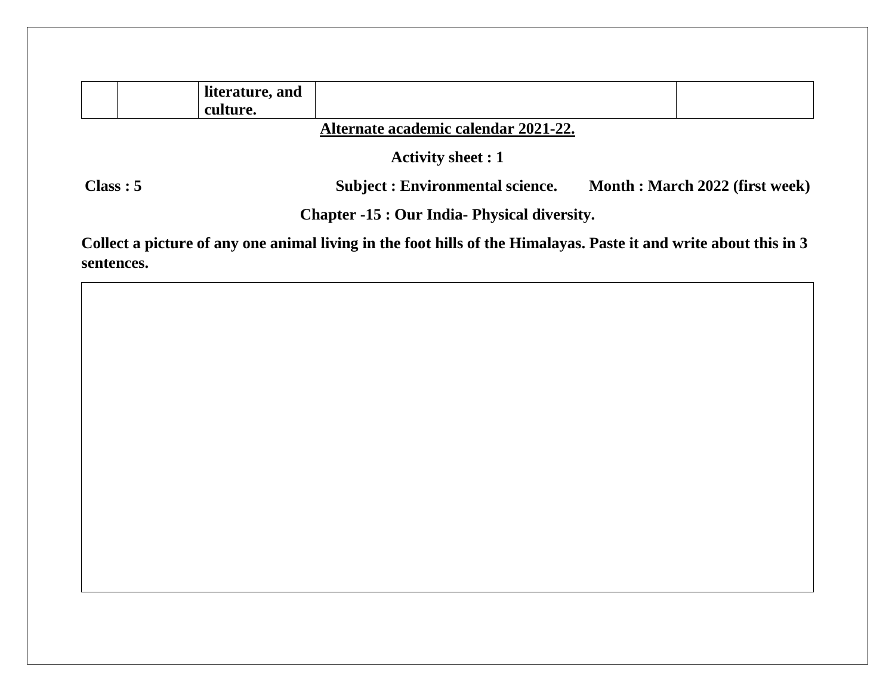|  |  | literature, and culture. |  |  |
|---|---|---|---|---|

**Alternate academic calendar 2021-22.**

**Activity sheet : 1**

**Class : 5** **Subject : Environmental science.** **Month : March 2022 (first week)**

**Chapter -15 : Our India- Physical diversity.**

**Collect a picture of any one animal living in the foot hills of the Himalayas. Paste it and write about this in 3 sentences.**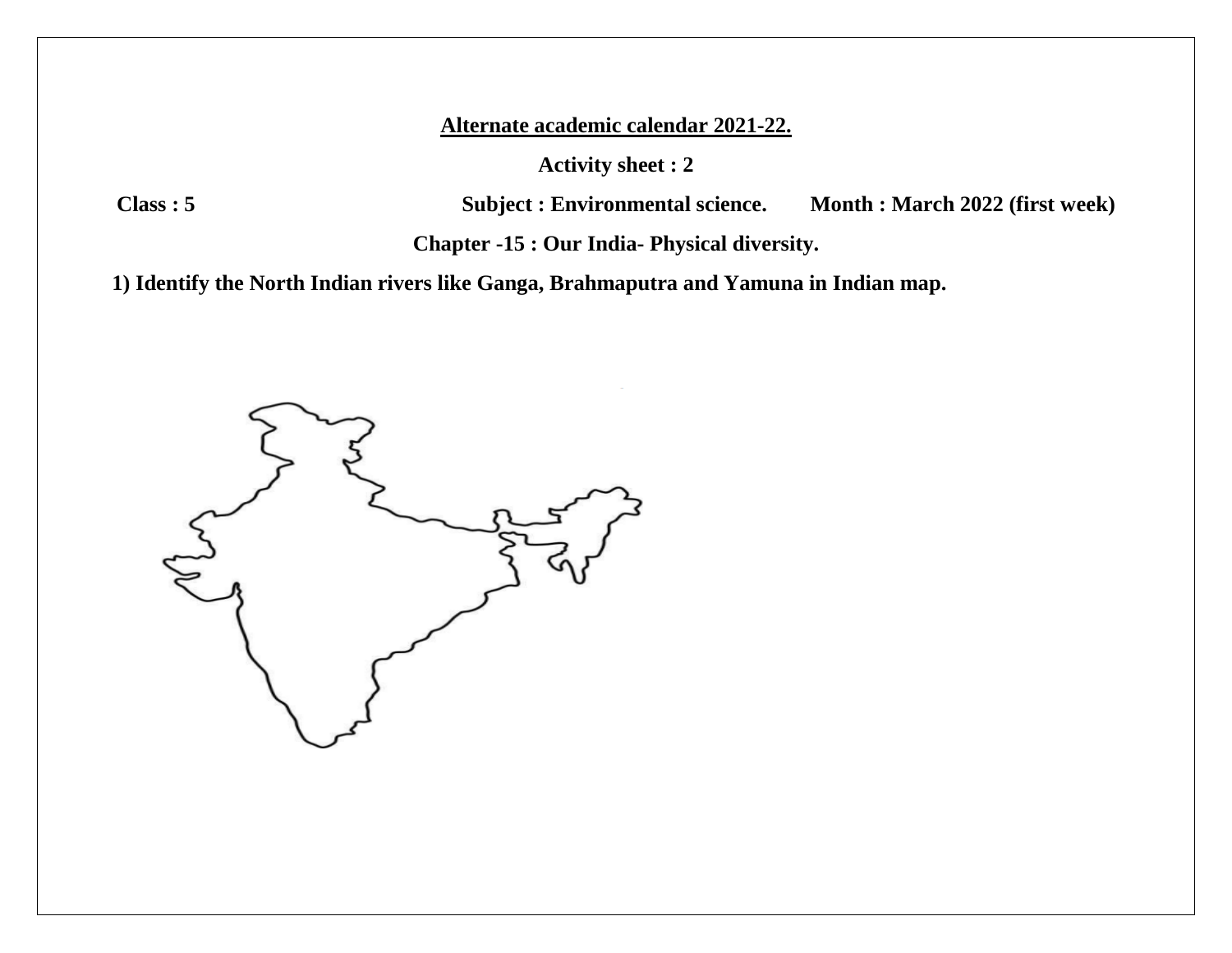**Alternate academic calendar 2021-22.**

**Activity sheet : 2**

**Class : 5** **Subject : Environmental science.** **Month : March 2022 (first week)**

**Chapter -15 : Our India- Physical diversity.**

**1) Identify the North Indian rivers like Ganga, Brahmaputra and Yamuna in Indian map.**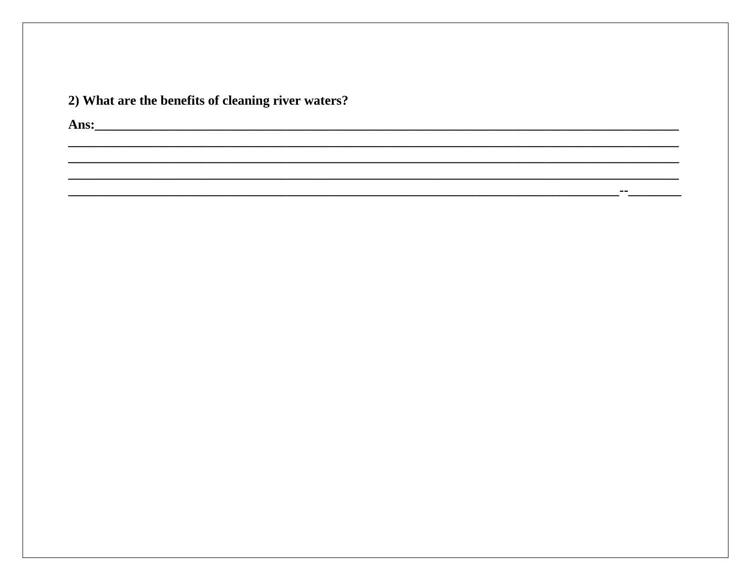**2) What are the benefits of cleaning river waters?**

**Ans:**______________________________________________________________________________________
__________________________________________________________________________________________
__________________________________________________________________________________________
__________________________________________________________________________________________
_______________________________________________________________________________--________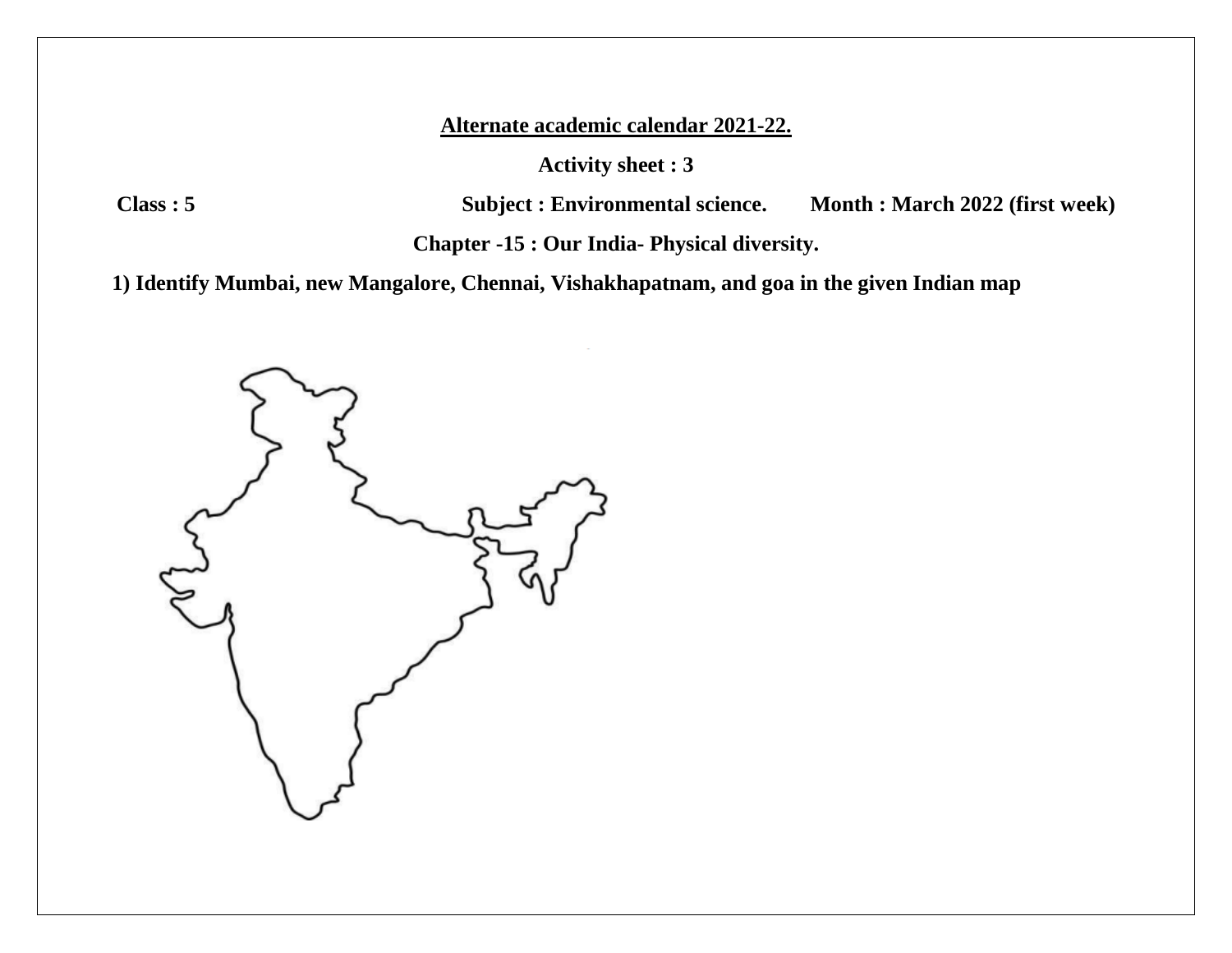**Alternate academic calendar 2021-22.**

**Activity sheet : 3**

**Class : 5** **Subject : Environmental science.** **Month : March 2022 (first week)**

**Chapter -15 : Our India- Physical diversity.**

**1) Identify Mumbai, new Mangalore, Chennai, Vishakhapatnam, and goa in the given Indian map**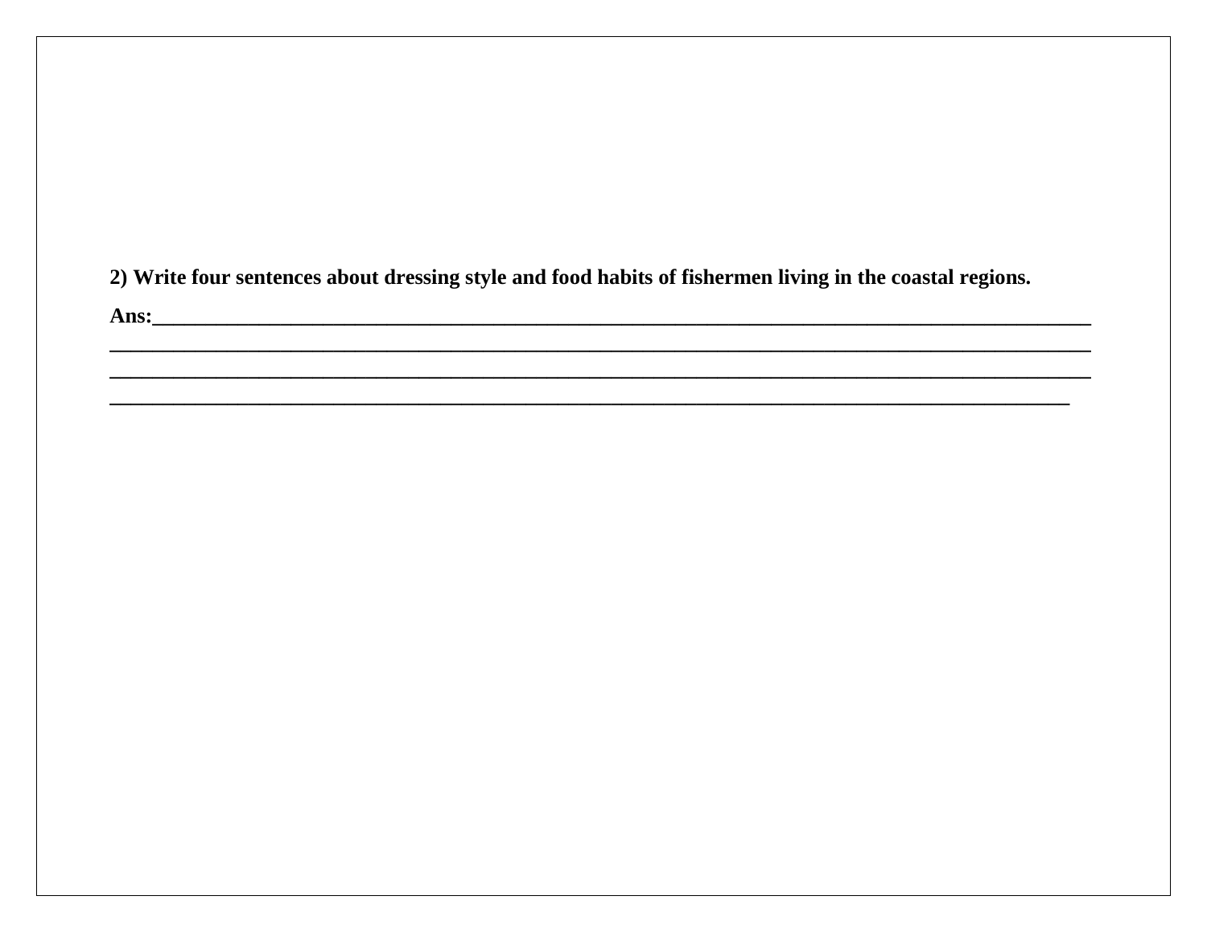**2) Write four sentences about dressing style and food habits of fishermen living in the coastal regions.**

**Ans:**\_\_\_\_\_\_\_\_\_\_\_\_\_\_\_\_\_\_\_\_\_\_\_\_\_\_\_\_\_\_\_\_\_\_\_\_\_\_\_\_\_\_\_\_\_\_\_\_\_\_\_\_\_\_\_\_\_\_\_\_\_\_\_\_\_\_\_\_\_\_\_\_\_\_\_\_\_\_\_\_\_\_\_\_\_\_

\_\_\_\_\_\_\_\_\_\_\_\_\_\_\_\_\_\_\_\_\_\_\_\_\_\_\_\_\_\_\_\_\_\_\_\_\_\_\_\_\_\_\_\_\_\_\_\_\_\_\_\_\_\_\_\_\_\_\_\_\_\_\_\_\_\_\_\_\_\_\_\_\_\_\_\_\_\_\_\_\_\_\_\_\_\_\_\_\_\_

\_\_\_\_\_\_\_\_\_\_\_\_\_\_\_\_\_\_\_\_\_\_\_\_\_\_\_\_\_\_\_\_\_\_\_\_\_\_\_\_\_\_\_\_\_\_\_\_\_\_\_\_\_\_\_\_\_\_\_\_\_\_\_\_\_\_\_\_\_\_\_\_\_\_\_\_\_\_\_\_\_\_\_\_\_\_\_\_\_\_

\_\_\_\_\_\_\_\_\_\_\_\_\_\_\_\_\_\_\_\_\_\_\_\_\_\_\_\_\_\_\_\_\_\_\_\_\_\_\_\_\_\_\_\_\_\_\_\_\_\_\_\_\_\_\_\_\_\_\_\_\_\_\_\_\_\_\_\_\_\_\_\_\_\_\_\_\_\_\_\_\_\_\_\_\_\_\_\_\_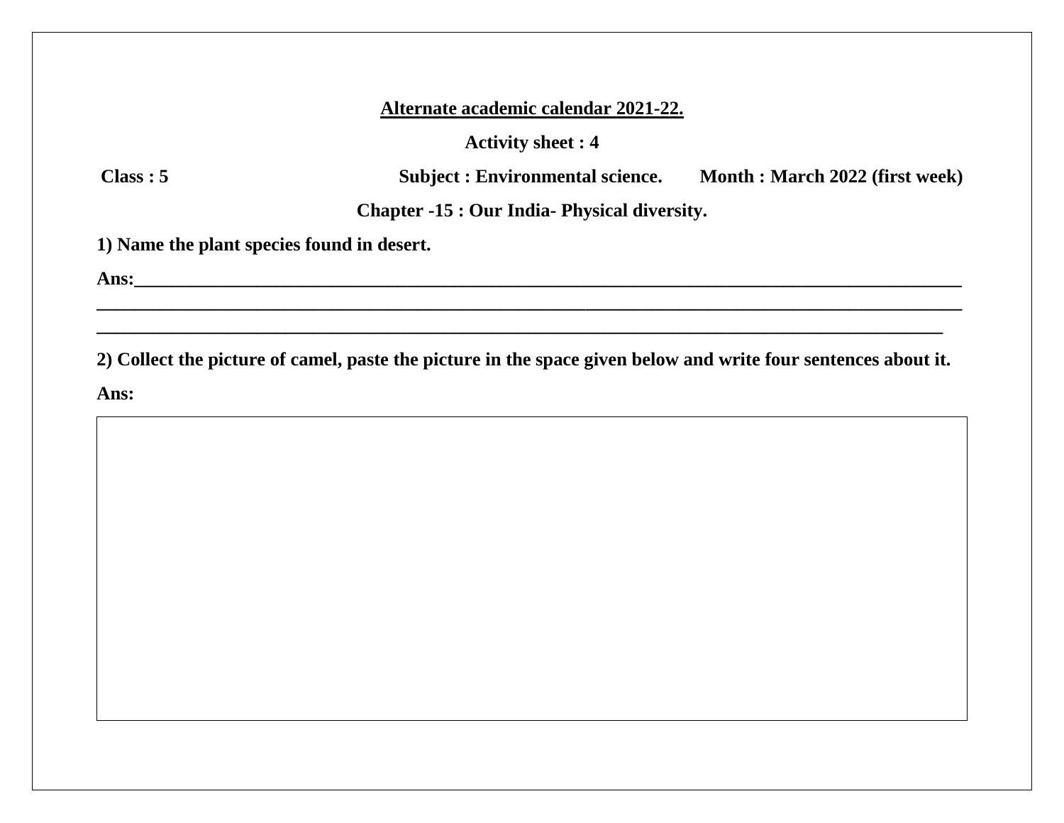**<u>Alternate academic calendar 2021-22.</u>**

**Activity sheet : 4**

**Class : 5** **Subject : Environmental science.** **Month : March 2022 (first week)**

**Chapter -15 : Our India- Physical diversity.**

**1) Name the plant species found in desert.**

**Ans:**___________________________________________________________________________________

_____________________________________________________________________________________________

___________________________________________________________________________________________

**2) Collect the picture of camel, paste the picture in the space given below and write four sentences about it.**

**Ans:**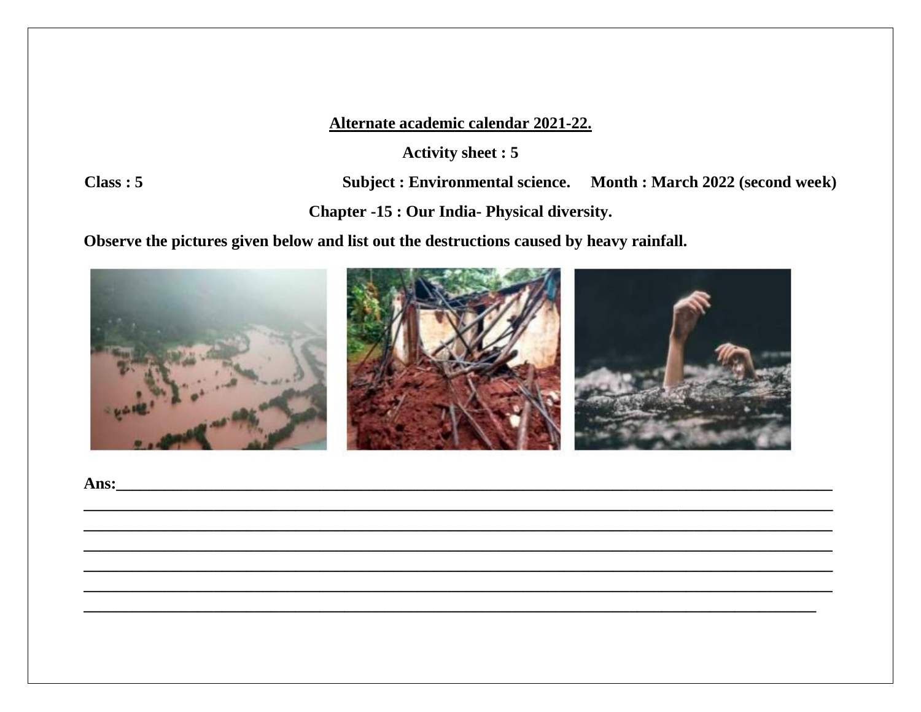**Alternate academic calendar 2021-22.**

**Activity sheet : 5**

**Class : 5** **Subject : Environmental science.** **Month : March 2022 (second week)**

**Chapter -15 : Our India- Physical diversity.**

**Observe the pictures given below and list out the destructions caused by heavy rainfall.**

**Ans:**_______________________________________________________________________________

_______________________________________________________________________________

_______________________________________________________________________________

_______________________________________________________________________________

_______________________________________________________________________________

_______________________________________________________________________________

_______________________________________________________________________________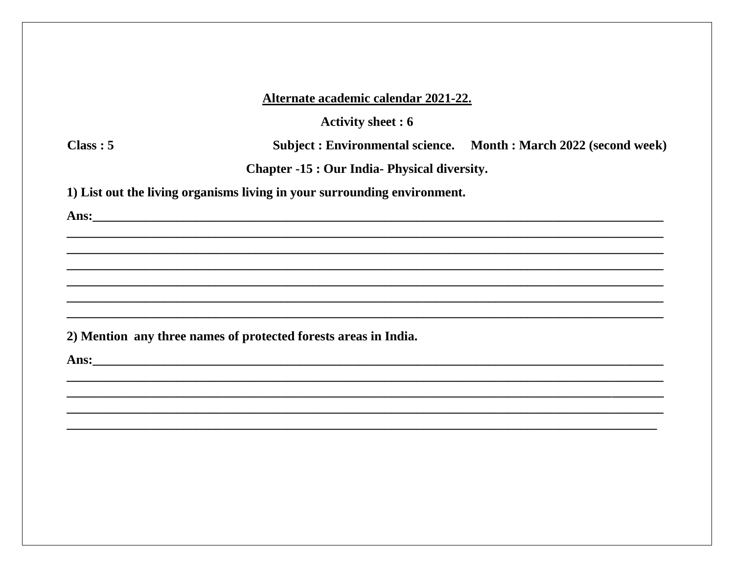**Alternate academic calendar 2021-22.**

**Activity sheet : 6**

**Class : 5** **Subject : Environmental science.** **Month : March 2022 (second week)**

**Chapter -15 : Our India- Physical diversity.**

**1) List out the living organisms living in your surrounding environment.**

**Ans:**______________________________________________________________________________
______________________________________________________________________________
______________________________________________________________________________
______________________________________________________________________________
______________________________________________________________________________
______________________________________________________________________________
______________________________________________________________________________

**2) Mention any three names of protected forests areas in India.**

**Ans:**______________________________________________________________________________
______________________________________________________________________________
______________________________________________________________________________
______________________________________________________________________________
______________________________________________________________________________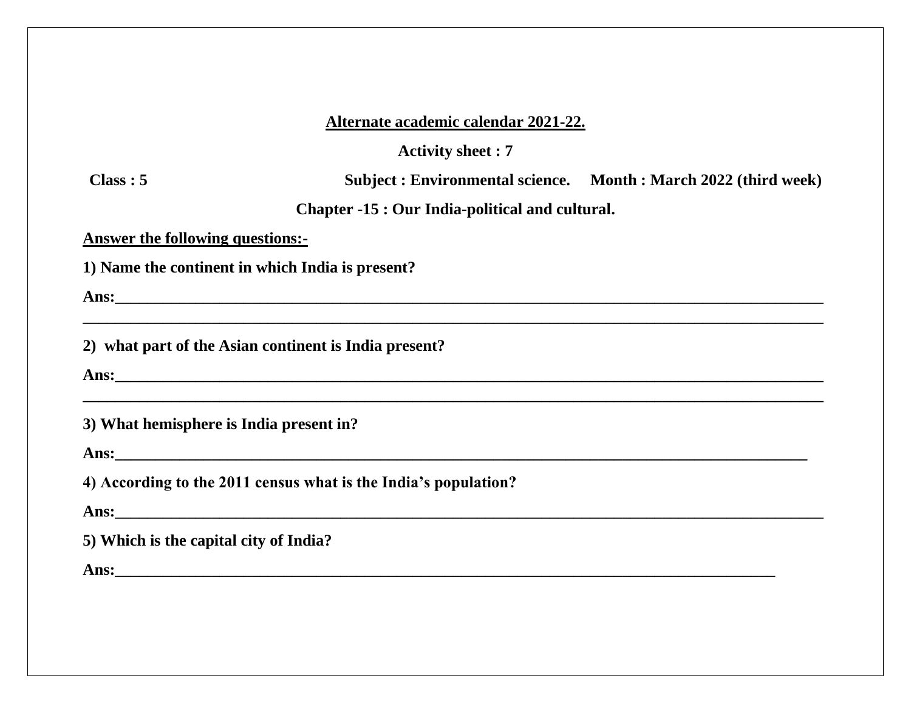**<u>Alternate academic calendar 2021-22.</u>**

**Activity sheet : 7**

**Class : 5** **Subject : Environmental science.** **Month : March 2022 (third week)**

**Chapter -15 : Our India-political and cultural.**

**<u>Answer the following questions:-</u>**

**1) Name the continent in which India is present?**

**Ans:**______________________________________________________________________________

______________________________________________________________________________

**2) what part of the Asian continent is India present?**

**Ans:**______________________________________________________________________________

______________________________________________________________________________

**3) What hemisphere is India present in?**

**Ans:**______________________________________________________________________________

**4) According to the 2011 census what is the India's population?**

**Ans:**______________________________________________________________________________

**5) Which is the capital city of India?**

**Ans:**______________________________________________________________________________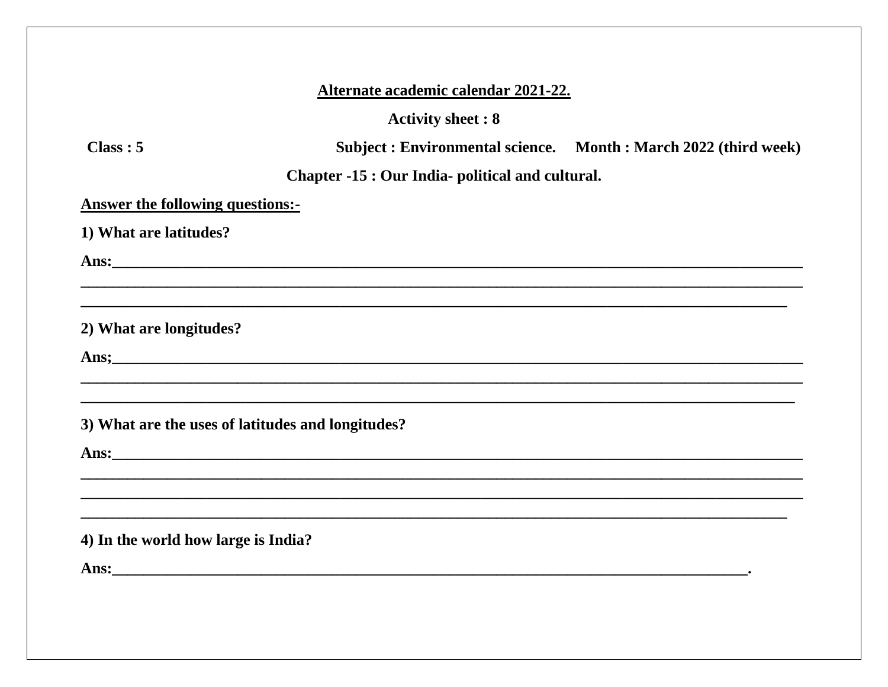**<u>Alternate academic calendar 2021-22.</u>**

**Activity sheet : 8**

**Class : 5** **Subject : Environmental science.** **Month : March 2022 (third week)**

**Chapter -15 : Our India- political and cultural.**

**<u>Answer the following questions:-</u>**

**1) What are latitudes?**

**Ans:**_______________________________________________________________________________________
_____________________________________________________________________________________________
___________________________________________________________________________________________

**2) What are longitudes?**

**Ans;**_______________________________________________________________________________________
_____________________________________________________________________________________________
____________________________________________________________________________________________

**3) What are the uses of latitudes and longitudes?**

**Ans:**_______________________________________________________________________________________
_____________________________________________________________________________________________
_____________________________________________________________________________________________
___________________________________________________________________________________________

**4) In the world how large is India?**

**Ans:**_________________________________________________________________________________.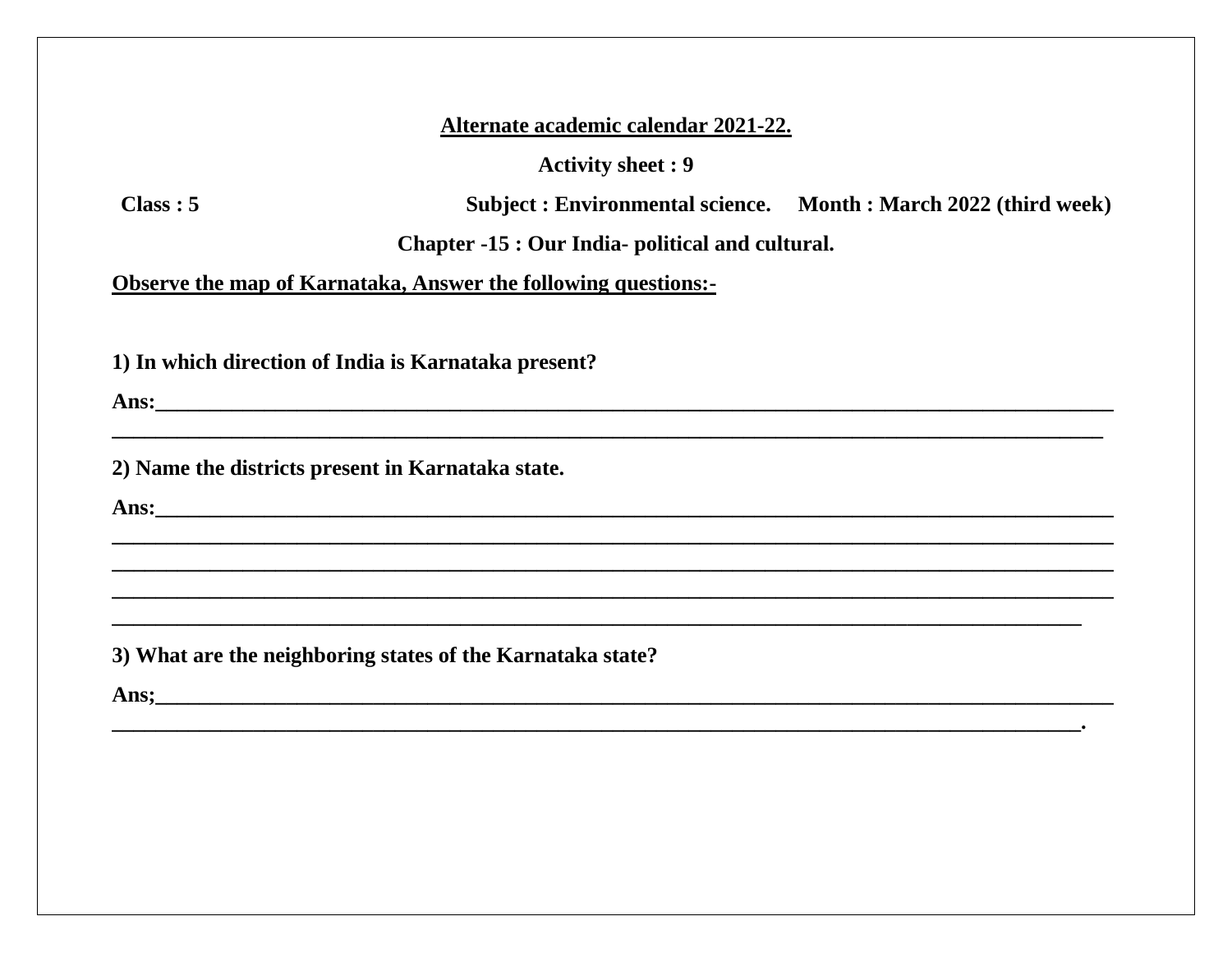**<u>Alternate academic calendar 2021-22.</u>**

**Activity sheet : 9**

**Class : 5 Subject : Environmental science. Month : March 2022 (third week)**

**Chapter -15 : Our India- political and cultural.**

**<u>Observe the map of Karnataka, Answer the following questions:-</u>**

**1) In which direction of India is Karnataka present?**

**Ans:________________________________________________________________________________**
**________________________________________________________________________________**

**2) Name the districts present in Karnataka state.**

**Ans:________________________________________________________________________________**
**________________________________________________________________________________**
**________________________________________________________________________________**
**________________________________________________________________________________**
**________________________________________________________________________________**

**3) What are the neighboring states of the Karnataka state?**

**Ans;________________________________________________________________________________**
**________________________________________________________________________________.**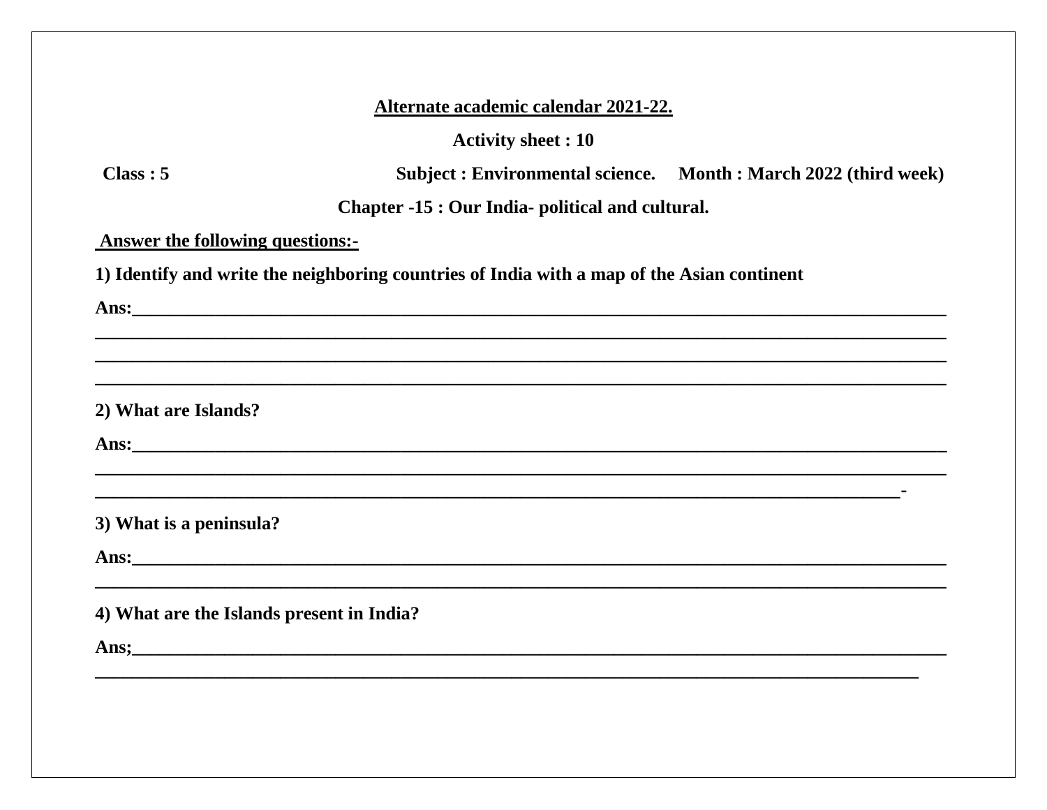**<u>Alternate academic calendar 2021-22.</u>**

**Activity sheet : 10**

**Class : 5 Subject : Environmental science. Month : March 2022 (third week)**

**Chapter -15 : Our India- political and cultural.**

**<u>Answer the following questions:-</u>**

**1) Identify and write the neighboring countries of India with a map of the Asian continent**

**Ans:**___________________________________________________________________________
_______________________________________________________________________________
_______________________________________________________________________________
_______________________________________________________________________________

**2) What are Islands?**

**Ans:**___________________________________________________________________________
_______________________________________________________________________________
_____________________________________________________________________________-

**3) What is a peninsula?**

**Ans:**___________________________________________________________________________
_______________________________________________________________________________

**4) What are the Islands present in India?**

**Ans;**___________________________________________________________________________
_____________________________________________________________________________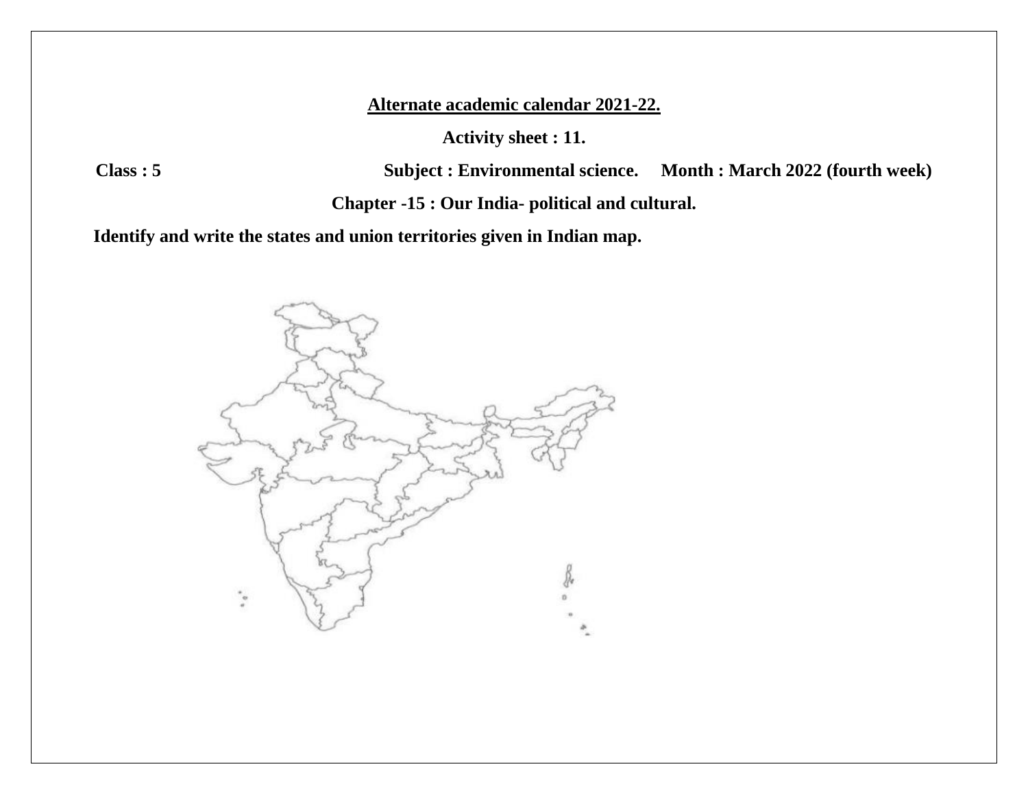**Alternate academic calendar 2021-22.**

**Activity sheet : 11.**

**Class : 5** **Subject : Environmental science.** **Month : March 2022 (fourth week)**

**Chapter -15 : Our India- political and cultural.**

**Identify and write the states and union territories given in Indian map.**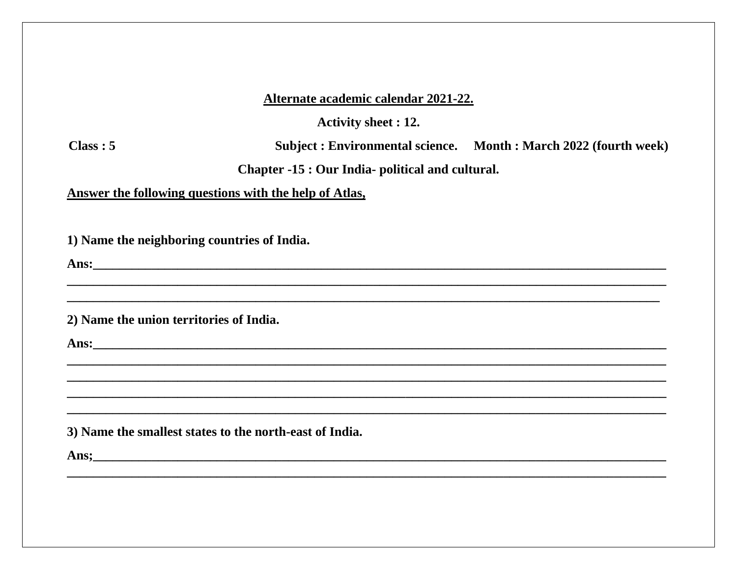**<u>Alternate academic calendar 2021-22.</u>**

**Activity sheet : 12.**

**Class : 5** **Subject : Environmental science.** **Month : March 2022 (fourth week)**

**Chapter -15 : Our India- political and cultural.**

**<u>Answer the following questions with the help of Atlas,</u>**

**1) Name the neighboring countries of India.**

**Ans:**\_\_\_\_\_\_\_\_\_\_\_\_\_\_\_\_\_\_\_\_\_\_\_\_\_\_\_\_\_\_\_\_\_\_\_\_\_\_\_\_\_\_\_\_\_\_\_\_\_\_\_\_\_\_\_\_\_\_\_\_\_\_\_\_\_\_\_\_\_\_\_\_\_\_\_\_\_\_

\_\_\_\_\_\_\_\_\_\_\_\_\_\_\_\_\_\_\_\_\_\_\_\_\_\_\_\_\_\_\_\_\_\_\_\_\_\_\_\_\_\_\_\_\_\_\_\_\_\_\_\_\_\_\_\_\_\_\_\_\_\_\_\_\_\_\_\_\_\_\_\_\_\_\_\_\_\_\_\_\_\_

\_\_\_\_\_\_\_\_\_\_\_\_\_\_\_\_\_\_\_\_\_\_\_\_\_\_\_\_\_\_\_\_\_\_\_\_\_\_\_\_\_\_\_\_\_\_\_\_\_\_\_\_\_\_\_\_\_\_\_\_\_\_\_\_\_\_\_\_\_\_\_\_\_\_\_\_\_\_\_\_\_\_

**2) Name the union territories of India.**

**Ans:**\_\_\_\_\_\_\_\_\_\_\_\_\_\_\_\_\_\_\_\_\_\_\_\_\_\_\_\_\_\_\_\_\_\_\_\_\_\_\_\_\_\_\_\_\_\_\_\_\_\_\_\_\_\_\_\_\_\_\_\_\_\_\_\_\_\_\_\_\_\_\_\_\_\_\_\_\_\_

\_\_\_\_\_\_\_\_\_\_\_\_\_\_\_\_\_\_\_\_\_\_\_\_\_\_\_\_\_\_\_\_\_\_\_\_\_\_\_\_\_\_\_\_\_\_\_\_\_\_\_\_\_\_\_\_\_\_\_\_\_\_\_\_\_\_\_\_\_\_\_\_\_\_\_\_\_\_\_\_\_\_

\_\_\_\_\_\_\_\_\_\_\_\_\_\_\_\_\_\_\_\_\_\_\_\_\_\_\_\_\_\_\_\_\_\_\_\_\_\_\_\_\_\_\_\_\_\_\_\_\_\_\_\_\_\_\_\_\_\_\_\_\_\_\_\_\_\_\_\_\_\_\_\_\_\_\_\_\_\_\_\_\_\_

\_\_\_\_\_\_\_\_\_\_\_\_\_\_\_\_\_\_\_\_\_\_\_\_\_\_\_\_\_\_\_\_\_\_\_\_\_\_\_\_\_\_\_\_\_\_\_\_\_\_\_\_\_\_\_\_\_\_\_\_\_\_\_\_\_\_\_\_\_\_\_\_\_\_\_\_\_\_\_\_\_\_

\_\_\_\_\_\_\_\_\_\_\_\_\_\_\_\_\_\_\_\_\_\_\_\_\_\_\_\_\_\_\_\_\_\_\_\_\_\_\_\_\_\_\_\_\_\_\_\_\_\_\_\_\_\_\_\_\_\_\_\_\_\_\_\_\_\_\_\_\_\_\_\_\_\_\_\_\_\_\_\_\_\_

**3) Name the smallest states to the north-east of India.**

**Ans;**\_\_\_\_\_\_\_\_\_\_\_\_\_\_\_\_\_\_\_\_\_\_\_\_\_\_\_\_\_\_\_\_\_\_\_\_\_\_\_\_\_\_\_\_\_\_\_\_\_\_\_\_\_\_\_\_\_\_\_\_\_\_\_\_\_\_\_\_\_\_\_\_\_\_\_\_\_\_

\_\_\_\_\_\_\_\_\_\_\_\_\_\_\_\_\_\_\_\_\_\_\_\_\_\_\_\_\_\_\_\_\_\_\_\_\_\_\_\_\_\_\_\_\_\_\_\_\_\_\_\_\_\_\_\_\_\_\_\_\_\_\_\_\_\_\_\_\_\_\_\_\_\_\_\_\_\_\_\_\_\_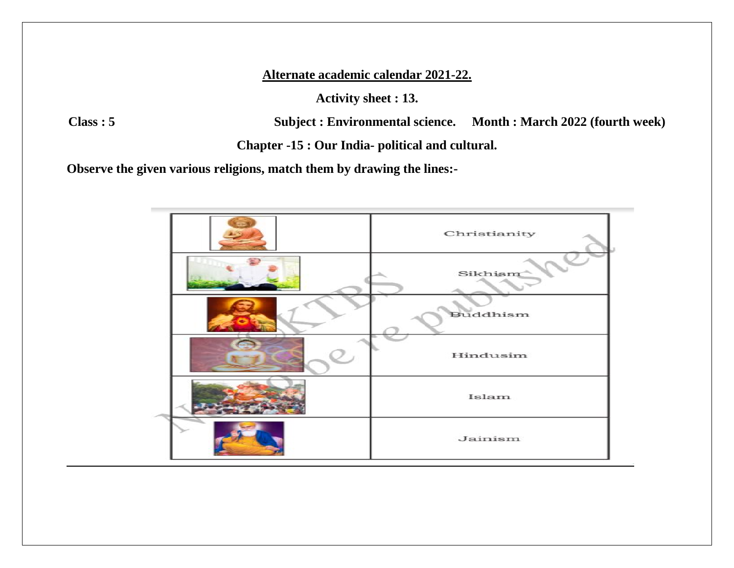## Alternate academic calendar 2021-22.

**Activity sheet : 13.**

**Class : 5** **Subject : Environmental science.** **Month : March 2022 (fourth week)**

**Chapter -15 : Our India- political and cultural.**

**Observe the given various religions, match them by drawing the lines:-**

| | |
|---|---|
| | Christianity |
| | Sikhism |
| | Buddhism |
| | Hindusim |
| | Islam |
| | Jainism |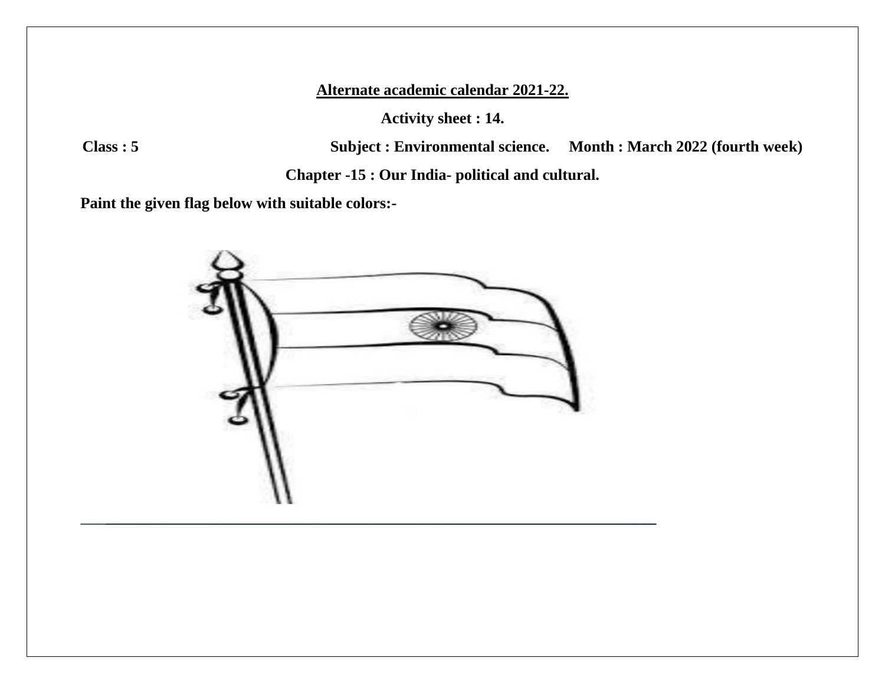**<u>Alternate academic calendar 2021-22.</u>**

**Activity sheet : 14.**

**Class : 5** **Subject : Environmental science.** **Month : March 2022 (fourth week)**

**Chapter -15 : Our India- political and cultural.**

**Paint the given flag below with suitable colors:-**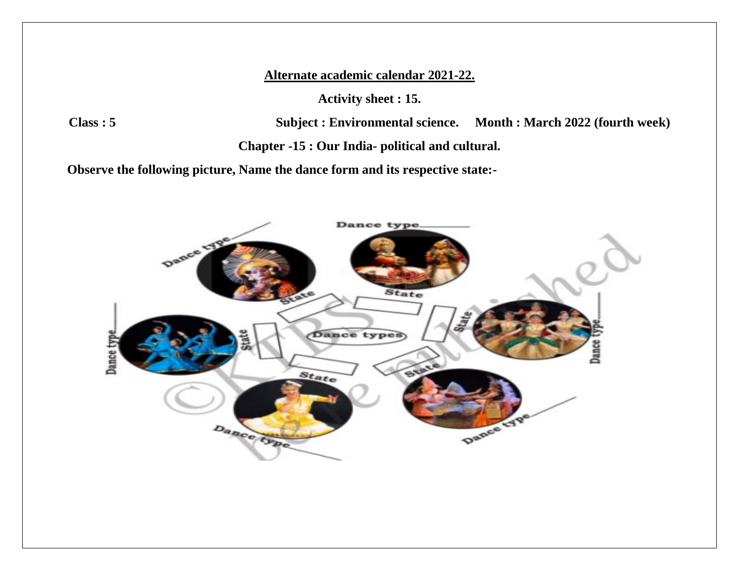**Alternate academic calendar 2021-22.**

**Activity sheet : 15.**

**Class : 5** **Subject : Environmental science.** **Month : March 2022 (fourth week)**

**Chapter -15 : Our India- political and cultural.**

**Observe the following picture, Name the dance form and its respective state:-**